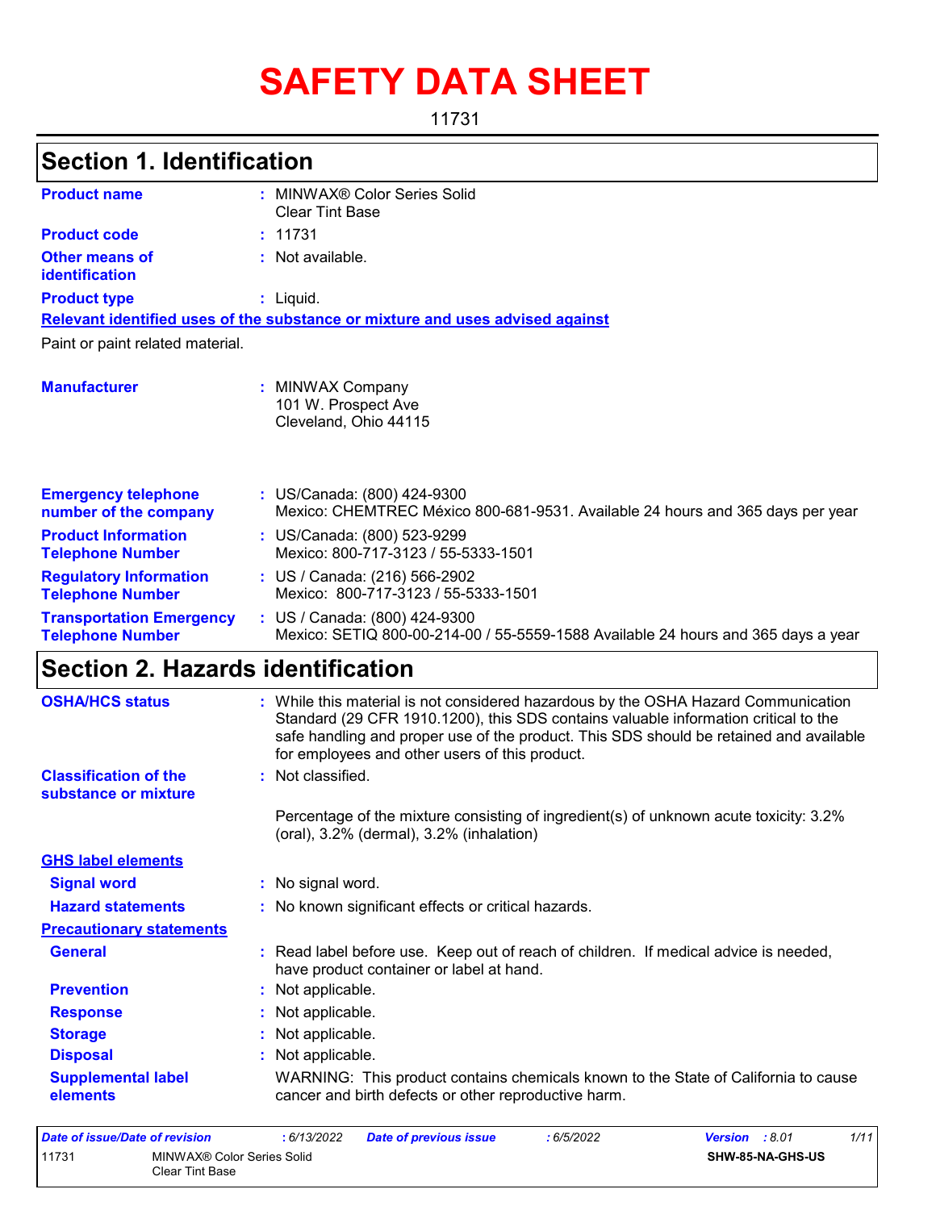# SAFETY DATA SHEET

11731

## Section 1. Identification

**Product name** : MINWAX® Color Series Solid Clear Tint Base

**Product code** : 11731

**Other means of identification** : Not available.

**Product type** : Liquid.

**Relevant identified uses of the substance or mixture and uses advised against**

Paint or paint related material.

**Manufacturer** : MINWAX Company
101 W. Prospect Ave
Cleveland, Ohio 44115

**Emergency telephone number of the company** : US/Canada: (800) 424-9300
Mexico: CHEMTREC México 800-681-9531. Available 24 hours and 365 days per year

**Product Information Telephone Number** : US/Canada: (800) 523-9299
Mexico: 800-717-3123 / 55-5333-1501

**Regulatory Information Telephone Number** : US / Canada: (216) 566-2902
Mexico: 800-717-3123 / 55-5333-1501

**Transportation Emergency Telephone Number** : US / Canada: (800) 424-9300
Mexico: SETIQ 800-00-214-00 / 55-5559-1588 Available 24 hours and 365 days a year

## Section 2. Hazards identification

**OSHA/HCS status** : While this material is not considered hazardous by the OSHA Hazard Communication Standard (29 CFR 1910.1200), this SDS contains valuable information critical to the safe handling and proper use of the product. This SDS should be retained and available for employees and other users of this product.

**Classification of the substance or mixture** : Not classified.

Percentage of the mixture consisting of ingredient(s) of unknown acute toxicity: 3.2% (oral), 3.2% (dermal), 3.2% (inhalation)

**GHS label elements**

**Signal word** : No signal word.

**Hazard statements** : No known significant effects or critical hazards.

**Precautionary statements**

**General** : Read label before use. Keep out of reach of children. If medical advice is needed, have product container or label at hand.

**Prevention** : Not applicable.

**Response** : Not applicable.

**Storage** : Not applicable.

**Disposal** : Not applicable.

**Supplemental label elements** : WARNING: This product contains chemicals known to the State of California to cause cancer and birth defects or other reproductive harm.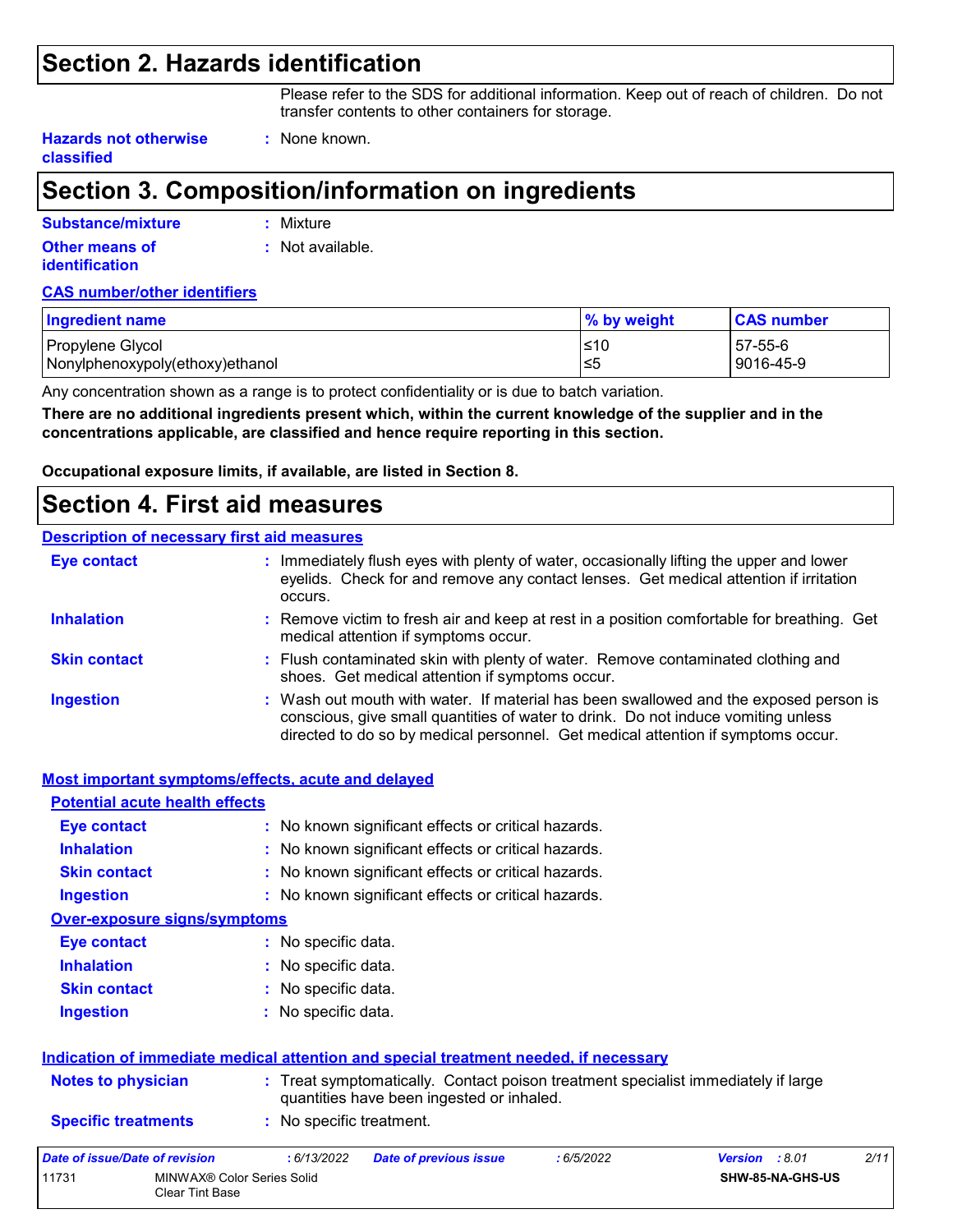## Section 2. Hazards identification

Please refer to the SDS for additional information. Keep out of reach of children. Do not transfer contents to other containers for storage.

**Hazards not otherwise classified** : None known.

## Section 3. Composition/information on ingredients

**Substance/mixture** : Mixture

**Other means of identification** : Not available.

**CAS number/other identifiers**

| Ingredient name | % by weight | CAS number |
|---|---|---|
| Propylene Glycol | ≤10 | 57-55-6 |
| Nonylphenoxypoly(ethoxy)ethanol | ≤5 | 9016-45-9 |

Any concentration shown as a range is to protect confidentiality or is due to batch variation.

**There are no additional ingredients present which, within the current knowledge of the supplier and in the concentrations applicable, are classified and hence require reporting in this section.**

**Occupational exposure limits, if available, are listed in Section 8.**

## Section 4. First aid measures

**Description of necessary first aid measures**

**Eye contact** : Immediately flush eyes with plenty of water, occasionally lifting the upper and lower eyelids. Check for and remove any contact lenses. Get medical attention if irritation occurs.

**Inhalation** : Remove victim to fresh air and keep at rest in a position comfortable for breathing. Get medical attention if symptoms occur.

**Skin contact** : Flush contaminated skin with plenty of water. Remove contaminated clothing and shoes. Get medical attention if symptoms occur.

**Ingestion** : Wash out mouth with water. If material has been swallowed and the exposed person is conscious, give small quantities of water to drink. Do not induce vomiting unless directed to do so by medical personnel. Get medical attention if symptoms occur.

**Most important symptoms/effects, acute and delayed**

**Potential acute health effects**

**Eye contact** : No known significant effects or critical hazards.

**Inhalation** : No known significant effects or critical hazards.

**Skin contact** : No known significant effects or critical hazards.

**Ingestion** : No known significant effects or critical hazards.

**Over-exposure signs/symptoms**

**Eye contact** : No specific data.

**Inhalation** : No specific data.

**Skin contact** : No specific data.

**Ingestion** : No specific data.

**Indication of immediate medical attention and special treatment needed, if necessary**

**Notes to physician** : Treat symptomatically. Contact poison treatment specialist immediately if large quantities have been ingested or inhaled.

**Specific treatments** : No specific treatment.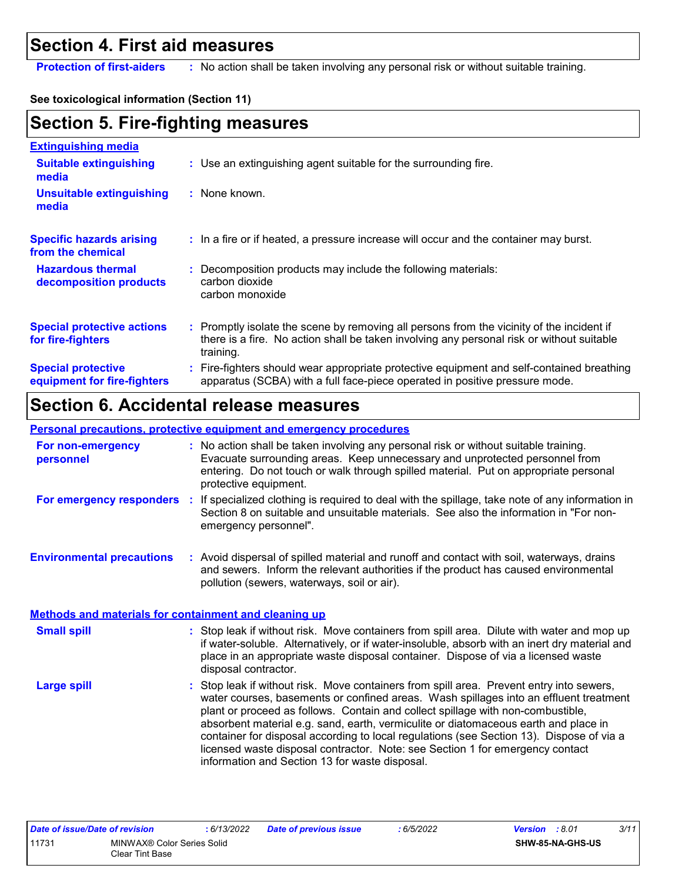## Section 4. First aid measures

**Protection of first-aiders** : No action shall be taken involving any personal risk or without suitable training.

**See toxicological information (Section 11)**

## Section 5. Fire-fighting measures

**Extinguishing media**

**Suitable extinguishing media** : Use an extinguishing agent suitable for the surrounding fire.

**Unsuitable extinguishing media** : None known.

**Specific hazards arising from the chemical** : In a fire or if heated, a pressure increase will occur and the container may burst.

**Hazardous thermal decomposition products** : Decomposition products may include the following materials:
carbon dioxide
carbon monoxide

**Special protective actions for fire-fighters** : Promptly isolate the scene by removing all persons from the vicinity of the incident if there is a fire. No action shall be taken involving any personal risk or without suitable training.

**Special protective equipment for fire-fighters** : Fire-fighters should wear appropriate protective equipment and self-contained breathing apparatus (SCBA) with a full face-piece operated in positive pressure mode.

## Section 6. Accidental release measures

**Personal precautions, protective equipment and emergency procedures**

**For non-emergency personnel** : No action shall be taken involving any personal risk or without suitable training. Evacuate surrounding areas. Keep unnecessary and unprotected personnel from entering. Do not touch or walk through spilled material. Put on appropriate personal protective equipment.

**For emergency responders** : If specialized clothing is required to deal with the spillage, take note of any information in Section 8 on suitable and unsuitable materials. See also the information in "For non-emergency personnel".

**Environmental precautions** : Avoid dispersal of spilled material and runoff and contact with soil, waterways, drains and sewers. Inform the relevant authorities if the product has caused environmental pollution (sewers, waterways, soil or air).

**Methods and materials for containment and cleaning up**

**Small spill** : Stop leak if without risk. Move containers from spill area. Dilute with water and mop up if water-soluble. Alternatively, or if water-insoluble, absorb with an inert dry material and place in an appropriate waste disposal container. Dispose of via a licensed waste disposal contractor.

**Large spill** : Stop leak if without risk. Move containers from spill area. Prevent entry into sewers, water courses, basements or confined areas. Wash spillages into an effluent treatment plant or proceed as follows. Contain and collect spillage with non-combustible, absorbent material e.g. sand, earth, vermiculite or diatomaceous earth and place in container for disposal according to local regulations (see Section 13). Dispose of via a licensed waste disposal contractor. Note: see Section 1 for emergency contact information and Section 13 for waste disposal.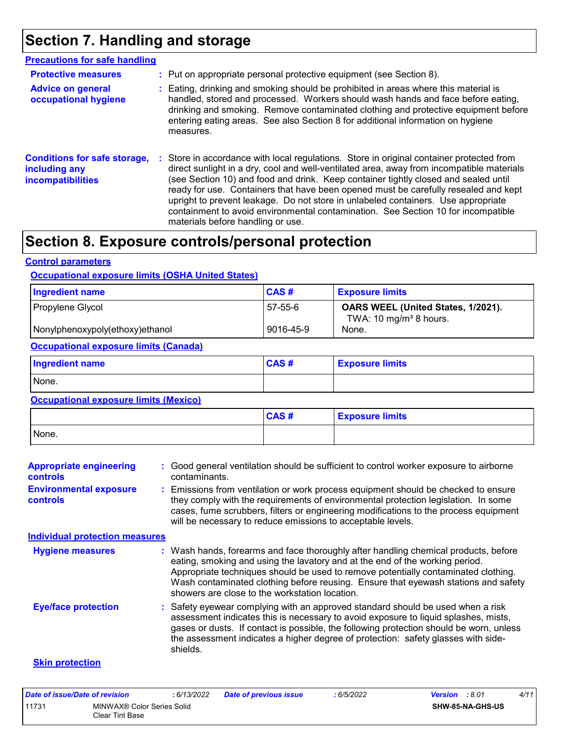# Section 7. Handling and storage

## Precautions for safe handling

**Protective measures** : Put on appropriate personal protective equipment (see Section 8).

**Advice on general occupational hygiene** : Eating, drinking and smoking should be prohibited in areas where this material is handled, stored and processed. Workers should wash hands and face before eating, drinking and smoking. Remove contaminated clothing and protective equipment before entering eating areas. See also Section 8 for additional information on hygiene measures.

**Conditions for safe storage, including any incompatibilities** : Store in accordance with local regulations. Store in original container protected from direct sunlight in a dry, cool and well-ventilated area, away from incompatible materials (see Section 10) and food and drink. Keep container tightly closed and sealed until ready for use. Containers that have been opened must be carefully resealed and kept upright to prevent leakage. Do not store in unlabeled containers. Use appropriate containment to avoid environmental contamination. See Section 10 for incompatible materials before handling or use.

# Section 8. Exposure controls/personal protection

## Control parameters

### Occupational exposure limits (OSHA United States)

| Ingredient name | CAS # | Exposure limits |
|---|---|---|
| Propylene Glycol | 57-55-6 | **OARS WEEL (United States, 1/2021).** TWA: 10 mg/m³ 8 hours. |
| Nonylphenoxypoly(ethoxy)ethanol | 9016-45-9 | None. |

### Occupational exposure limits (Canada)

| Ingredient name | CAS # | Exposure limits |
|---|---|---|
| None. | | |

### Occupational exposure limits (Mexico)

| | CAS # | Exposure limits |
|---|---|---|
| None. | | |

**Appropriate engineering controls** : Good general ventilation should be sufficient to control worker exposure to airborne contaminants.

**Environmental exposure controls** : Emissions from ventilation or work process equipment should be checked to ensure they comply with the requirements of environmental protection legislation. In some cases, fume scrubbers, filters or engineering modifications to the process equipment will be necessary to reduce emissions to acceptable levels.

## Individual protection measures

**Hygiene measures** : Wash hands, forearms and face thoroughly after handling chemical products, before eating, smoking and using the lavatory and at the end of the working period. Appropriate techniques should be used to remove potentially contaminated clothing. Wash contaminated clothing before reusing. Ensure that eyewash stations and safety showers are close to the workstation location.

**Eye/face protection** : Safety eyewear complying with an approved standard should be used when a risk assessment indicates this is necessary to avoid exposure to liquid splashes, mists, gases or dusts. If contact is possible, the following protection should be worn, unless the assessment indicates a higher degree of protection: safety glasses with side-shields.

### Skin protection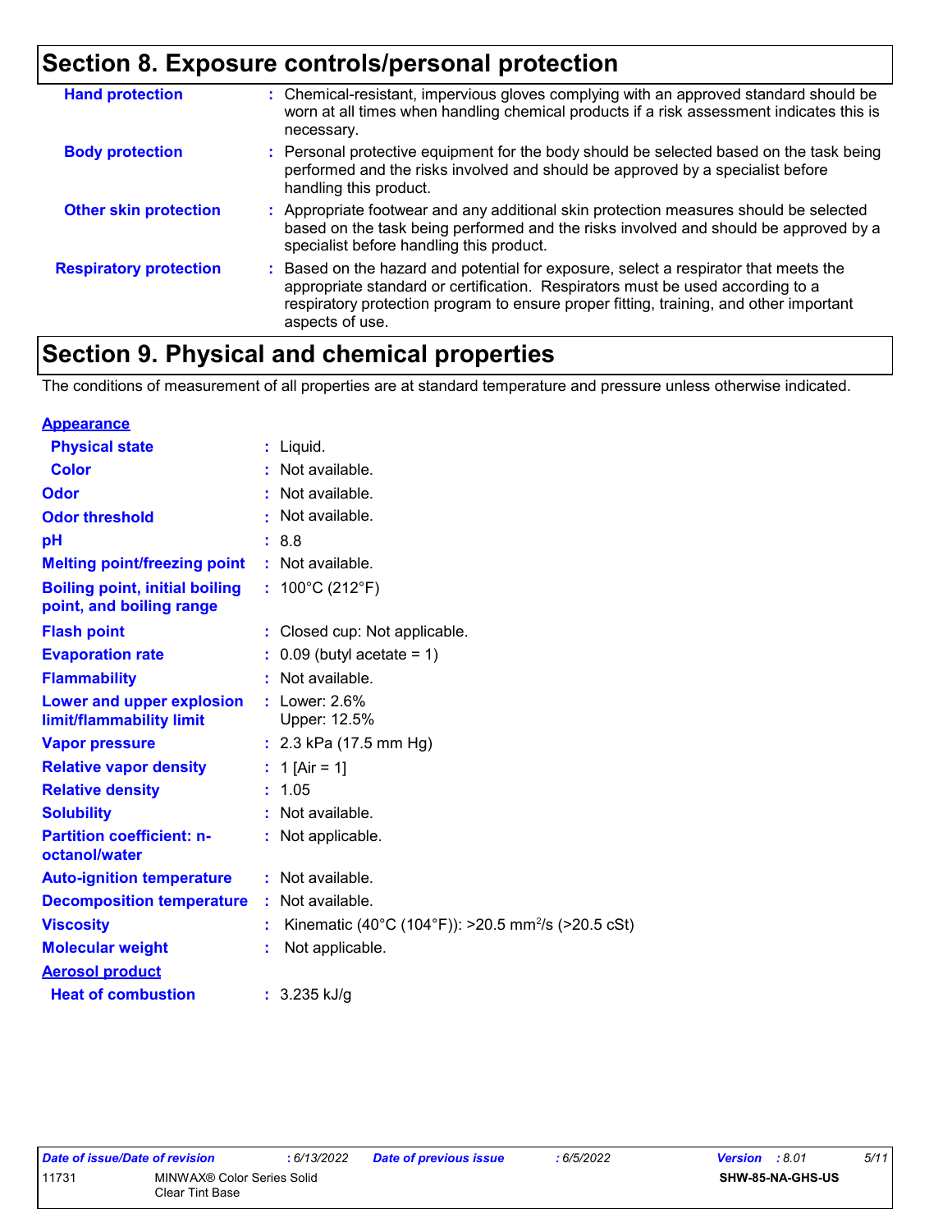# Section 8. Exposure controls/personal protection

| | |
|---|---|
| **Hand protection** | : Chemical-resistant, impervious gloves complying with an approved standard should be worn at all times when handling chemical products if a risk assessment indicates this is necessary. |
| **Body protection** | : Personal protective equipment for the body should be selected based on the task being performed and the risks involved and should be approved by a specialist before handling this product. |
| **Other skin protection** | : Appropriate footwear and any additional skin protection measures should be selected based on the task being performed and the risks involved and should be approved by a specialist before handling this product. |
| **Respiratory protection** | : Based on the hazard and potential for exposure, select a respirator that meets the appropriate standard or certification. Respirators must be used according to a respiratory protection program to ensure proper fitting, training, and other important aspects of use. |

# Section 9. Physical and chemical properties

The conditions of measurement of all properties are at standard temperature and pressure unless otherwise indicated.

**Appearance**

| | |
|---|---|
| **Physical state** | : Liquid. |
| **Color** | : Not available. |
| **Odor** | : Not available. |
| **Odor threshold** | : Not available. |
| **pH** | : 8.8 |
| **Melting point/freezing point** | : Not available. |
| **Boiling point, initial boiling point, and boiling range** | : 100°C (212°F) |
| **Flash point** | : Closed cup: Not applicable. |
| **Evaporation rate** | : 0.09 (butyl acetate = 1) |
| **Flammability** | : Not available. |
| **Lower and upper explosion limit/flammability limit** | : Lower: 2.6% Upper: 12.5% |
| **Vapor pressure** | : 2.3 kPa (17.5 mm Hg) |
| **Relative vapor density** | : 1 [Air = 1] |
| **Relative density** | : 1.05 |
| **Solubility** | : Not available. |
| **Partition coefficient: n-octanol/water** | : Not applicable. |
| **Auto-ignition temperature** | : Not available. |
| **Decomposition temperature** | : Not available. |
| **Viscosity** | : Kinematic (40°C (104°F)): >20.5 $mm^2/s$ (>20.5 cSt) |
| **Molecular weight** | : Not applicable. |

**Aerosol product**

| | |
|---|---|
| **Heat of combustion** | : 3.235 kJ/g |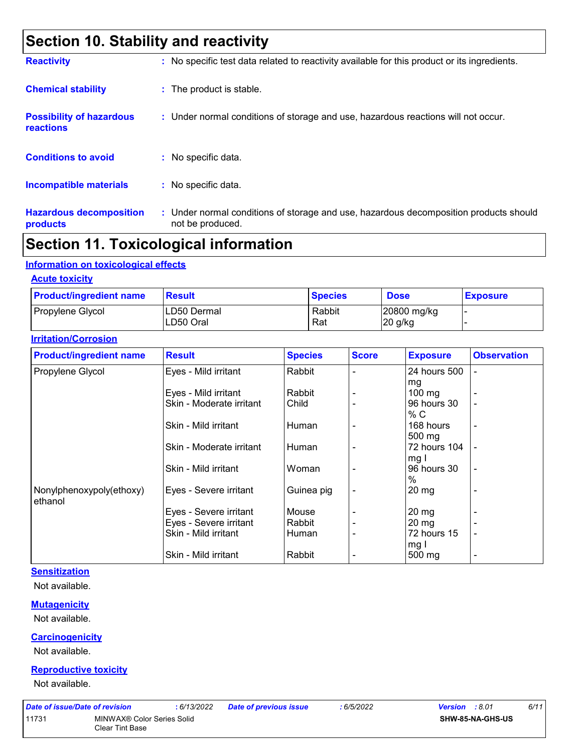# Section 10. Stability and reactivity

**Reactivity** : No specific test data related to reactivity available for this product or its ingredients.

**Chemical stability** : The product is stable.

**Possibility of hazardous reactions** : Under normal conditions of storage and use, hazardous reactions will not occur.

**Conditions to avoid** : No specific data.

**Incompatible materials** : No specific data.

**Hazardous decomposition products** : Under normal conditions of storage and use, hazardous decomposition products should not be produced.

# Section 11. Toxicological information

## Information on toxicological effects

### Acute toxicity

| Product/ingredient name | Result | Species | Dose | Exposure |
|---|---|---|---|---|
| Propylene Glycol | LD50 Dermal | Rabbit | 20800 mg/kg | - |
| | LD50 Oral | Rat | 20 g/kg | - |

### Irritation/Corrosion

| Product/ingredient name | Result | Species | Score | Exposure | Observation |
|---|---|---|---|---|---|
| Propylene Glycol | Eyes - Mild irritant | Rabbit | - | 24 hours 500 mg | - |
| | Eyes - Mild irritant | Rabbit | - | 100 mg | - |
| | Skin - Moderate irritant | Child | - | 96 hours 30 % C | - |
| | Skin - Mild irritant | Human | - | 168 hours 500 mg | - |
| | Skin - Moderate irritant | Human | - | 72 hours 104 mg I | - |
| | Skin - Mild irritant | Woman | - | 96 hours 30 % | - |
| Nonylphenoxypoly(ethoxy) ethanol | Eyes - Severe irritant | Guinea pig | - | 20 mg | - |
| | Eyes - Severe irritant | Mouse | - | 20 mg | - |
| | Eyes - Severe irritant | Rabbit | - | 20 mg | - |
| | Skin - Mild irritant | Human | - | 72 hours 15 mg I | - |
| | Skin - Mild irritant | Rabbit | - | 500 mg | - |

### Sensitization

Not available.

### Mutagenicity

Not available.

### Carcinogenicity

Not available.

### Reproductive toxicity

Not available.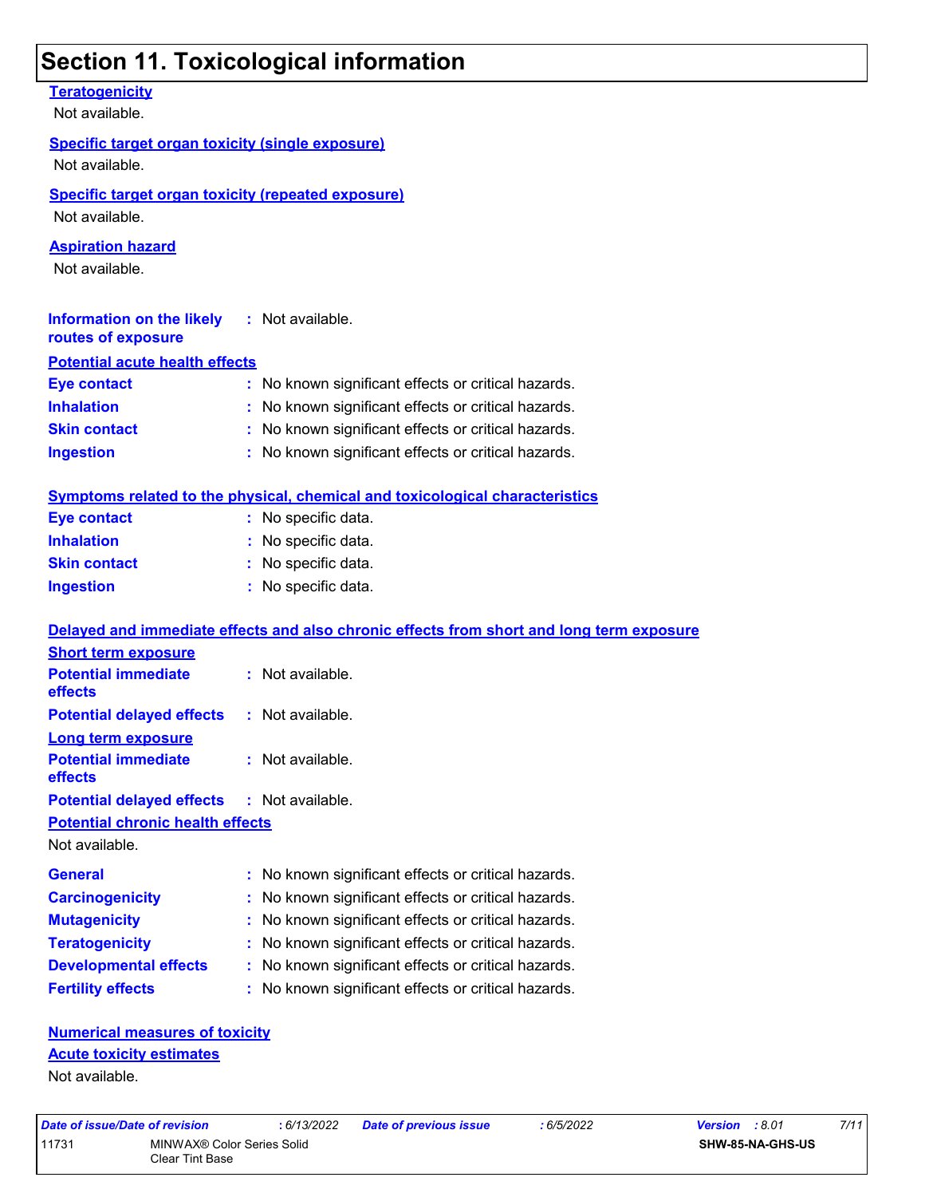# Section 11. Toxicological information

**Teratogenicity**

Not available.

**Specific target organ toxicity (single exposure)**

Not available.

**Specific target organ toxicity (repeated exposure)**

Not available.

**Aspiration hazard**

Not available.

**Information on the likely routes of exposure** : Not available.

**Potential acute health effects**

**Eye contact** : No known significant effects or critical hazards.

**Inhalation** : No known significant effects or critical hazards.

**Skin contact** : No known significant effects or critical hazards.

**Ingestion** : No known significant effects or critical hazards.

**Symptoms related to the physical, chemical and toxicological characteristics**

**Eye contact** : No specific data.

**Inhalation** : No specific data.

**Skin contact** : No specific data.

**Ingestion** : No specific data.

**Delayed and immediate effects and also chronic effects from short and long term exposure**

**Short term exposure**

**Potential immediate effects** : Not available.

**Potential delayed effects** : Not available.

**Long term exposure**

**Potential immediate effects** : Not available.

**Potential delayed effects** : Not available.

**Potential chronic health effects**

Not available.

**General** : No known significant effects or critical hazards.

**Carcinogenicity** : No known significant effects or critical hazards.

**Mutagenicity** : No known significant effects or critical hazards.

**Teratogenicity** : No known significant effects or critical hazards.

**Developmental effects** : No known significant effects or critical hazards.

**Fertility effects** : No known significant effects or critical hazards.

**Numerical measures of toxicity**

**Acute toxicity estimates**

Not available.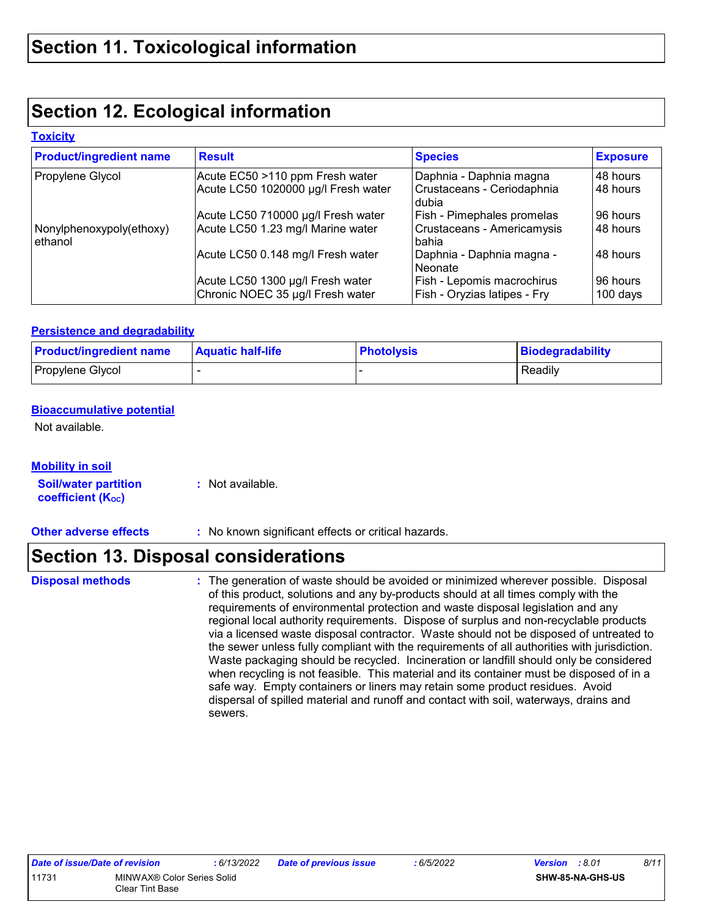# Section 11. Toxicological information

# Section 12. Ecological information

**Toxicity**

| Product/ingredient name | Result | Species | Exposure |
|---|---|---|---|
| Propylene Glycol | Acute EC50 >110 ppm Fresh water | Daphnia - Daphnia magna | 48 hours |
| | Acute LC50 1020000 µg/l Fresh water | Crustaceans - Ceriodaphnia dubia | 48 hours |
| | Acute LC50 710000 µg/l Fresh water | Fish - Pimephales promelas | 96 hours |
| Nonylphenoxypoly(ethoxy) ethanol | Acute LC50 1.23 mg/l Marine water | Crustaceans - Americamysis bahia | 48 hours |
| | Acute LC50 0.148 mg/l Fresh water | Daphnia - Daphnia magna - Neonate | 48 hours |
| | Acute LC50 1300 µg/l Fresh water | Fish - Lepomis macrochirus | 96 hours |
| | Chronic NOEC 35 µg/l Fresh water | Fish - Oryzias latipes - Fry | 100 days |

**Persistence and degradability**

| Product/ingredient name | Aquatic half-life | Photolysis | Biodegradability |
|---|---|---|---|
| Propylene Glycol | - | - | Readily |

**Bioaccumulative potential**

Not available.

**Mobility in soil**

**Soil/water partition coefficient ($K_{OC}$)** : Not available.

**Other adverse effects** : No known significant effects or critical hazards.

# Section 13. Disposal considerations

**Disposal methods** : The generation of waste should be avoided or minimized wherever possible. Disposal of this product, solutions and any by-products should at all times comply with the requirements of environmental protection and waste disposal legislation and any regional local authority requirements. Dispose of surplus and non-recyclable products via a licensed waste disposal contractor. Waste should not be disposed of untreated to the sewer unless fully compliant with the requirements of all authorities with jurisdiction. Waste packaging should be recycled. Incineration or landfill should only be considered when recycling is not feasible. This material and its container must be disposed of in a safe way. Empty containers or liners may retain some product residues. Avoid dispersal of spilled material and runoff and contact with soil, waterways, drains and sewers.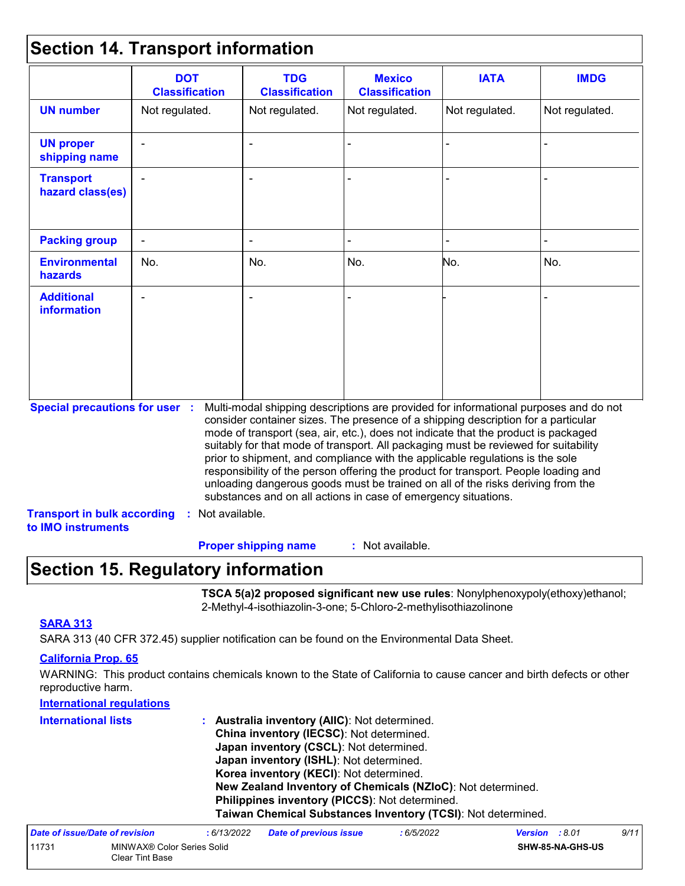## Section 14. Transport information

| | DOT Classification | TDG Classification | Mexico Classification | IATA | IMDG |
|---|---|---|---|---|---|
| **UN number** | Not regulated. | Not regulated. | Not regulated. | Not regulated. | Not regulated. |
| **UN proper shipping name** | - | - | - | - | - |
| **Transport hazard class(es)** | - | - | - | - | - |
| **Packing group** | - | - | - | - | - |
| **Environmental hazards** | No. | No. | No. | No. | No. |
| **Additional information** | - | - | - | - | - |

**Special precautions for user** : Multi-modal shipping descriptions are provided for informational purposes and do not consider container sizes. The presence of a shipping description for a particular mode of transport (sea, air, etc.), does not indicate that the product is packaged suitably for that mode of transport. All packaging must be reviewed for suitability prior to shipment, and compliance with the applicable regulations is the sole responsibility of the person offering the product for transport. People loading and unloading dangerous goods must be trained on all of the risks deriving from the substances and on all actions in case of emergency situations.

**Transport in bulk according to IMO instruments** : Not available.

**Proper shipping name** : Not available.

## Section 15. Regulatory information

**TSCA 5(a)2 proposed significant new use rules**: Nonylphenoxypoly(ethoxy)ethanol; 2-Methyl-4-isothiazolin-3-one; 5-Chloro-2-methylisothiazolinone

**SARA 313**

SARA 313 (40 CFR 372.45) supplier notification can be found on the Environmental Data Sheet.

**California Prop. 65**

WARNING: This product contains chemicals known to the State of California to cause cancer and birth defects or other reproductive harm.

**International regulations**

**International lists** :
**Australia inventory (AIIC)**: Not determined.
**China inventory (IECSC)**: Not determined.
**Japan inventory (CSCL)**: Not determined.
**Japan inventory (ISHL)**: Not determined.
**Korea inventory (KECI)**: Not determined.
**New Zealand Inventory of Chemicals (NZIoC)**: Not determined.
**Philippines inventory (PICCS)**: Not determined.
**Taiwan Chemical Substances Inventory (TCSI)**: Not determined.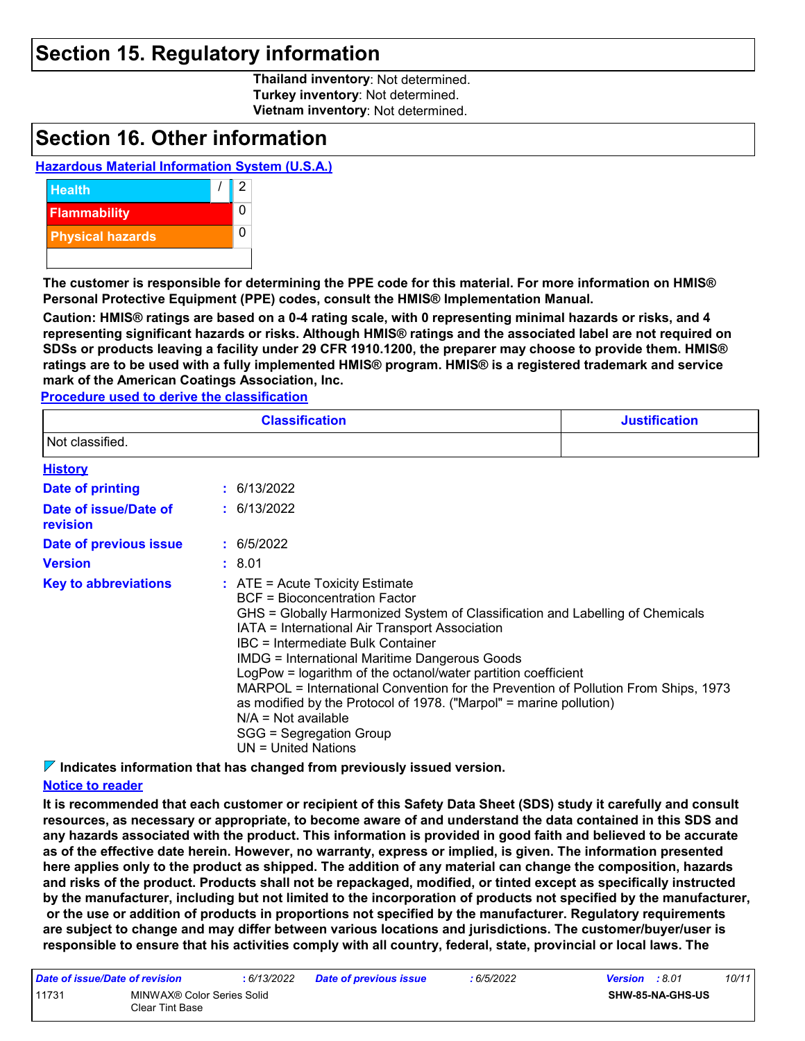## Section 15. Regulatory information

**Thailand inventory**: Not determined.
**Turkey inventory**: Not determined.
**Vietnam inventory**: Not determined.

## Section 16. Other information

**Hazardous Material Information System (U.S.A.)**

| | | |
|---|---|---|
| Health | / | 2 |
| Flammability | | 0 |
| Physical hazards | | 0 |
| | | |

**The customer is responsible for determining the PPE code for this material. For more information on HMIS® Personal Protective Equipment (PPE) codes, consult the HMIS® Implementation Manual.**

**Caution: HMIS® ratings are based on a 0-4 rating scale, with 0 representing minimal hazards or risks, and 4 representing significant hazards or risks. Although HMIS® ratings and the associated label are not required on SDSs or products leaving a facility under 29 CFR 1910.1200, the preparer may choose to provide them. HMIS® ratings are to be used with a fully implemented HMIS® program. HMIS® is a registered trademark and service mark of the American Coatings Association, Inc.**

**Procedure used to derive the classification**

| Classification | Justification |
|---|---|
| Not classified. | |

**History**

**Date of printing** : 6/13/2022
**Date of issue/Date of revision** : 6/13/2022
**Date of previous issue** : 6/5/2022
**Version** : 8.01
**Key to abbreviations** : ATE = Acute Toxicity Estimate
BCF = Bioconcentration Factor
GHS = Globally Harmonized System of Classification and Labelling of Chemicals
IATA = International Air Transport Association
IBC = Intermediate Bulk Container
IMDG = International Maritime Dangerous Goods
LogPow = logarithm of the octanol/water partition coefficient
MARPOL = International Convention for the Prevention of Pollution From Ships, 1973 as modified by the Protocol of 1978. ("Marpol" = marine pollution)
N/A = Not available
SGG = Segregation Group
UN = United Nations

**Indicates information that has changed from previously issued version.**

**Notice to reader**

**It is recommended that each customer or recipient of this Safety Data Sheet (SDS) study it carefully and consult resources, as necessary or appropriate, to become aware of and understand the data contained in this SDS and any hazards associated with the product. This information is provided in good faith and believed to be accurate as of the effective date herein. However, no warranty, express or implied, is given. The information presented here applies only to the product as shipped. The addition of any material can change the composition, hazards and risks of the product. Products shall not be repackaged, modified, or tinted except as specifically instructed by the manufacturer, including but not limited to the incorporation of products not specified by the manufacturer, or the use or addition of products in proportions not specified by the manufacturer. Regulatory requirements are subject to change and may differ between various locations and jurisdictions. The customer/buyer/user is responsible to ensure that his activities comply with all country, federal, state, provincial or local laws. The**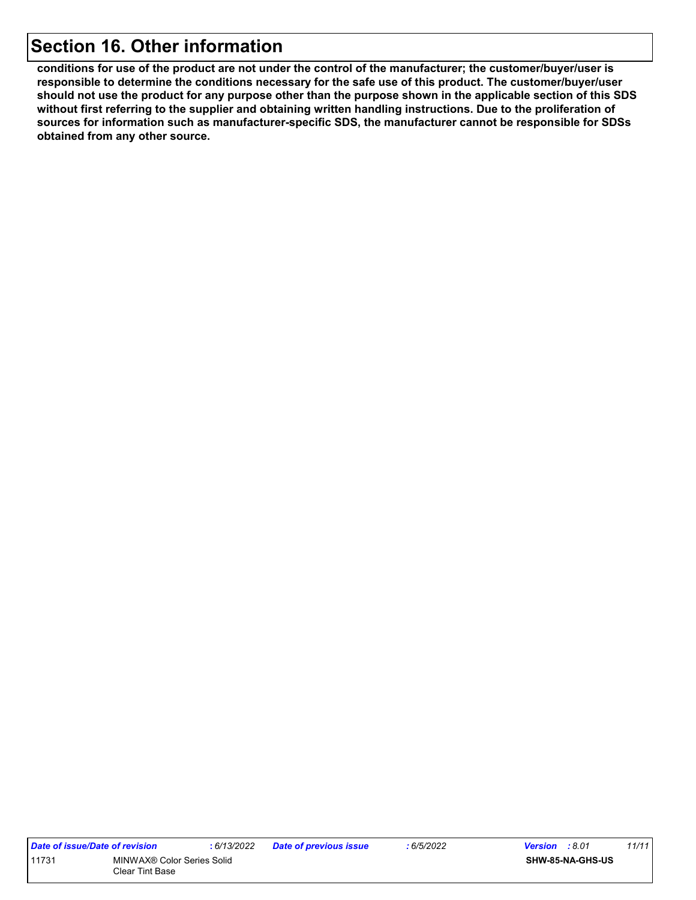## Section 16. Other information

**conditions for use of the product are not under the control of the manufacturer; the customer/buyer/user is responsible to determine the conditions necessary for the safe use of this product. The customer/buyer/user should not use the product for any purpose other than the purpose shown in the applicable section of this SDS without first referring to the supplier and obtaining written handling instructions. Due to the proliferation of sources for information such as manufacturer-specific SDS, the manufacturer cannot be responsible for SDSs obtained from any other source.**